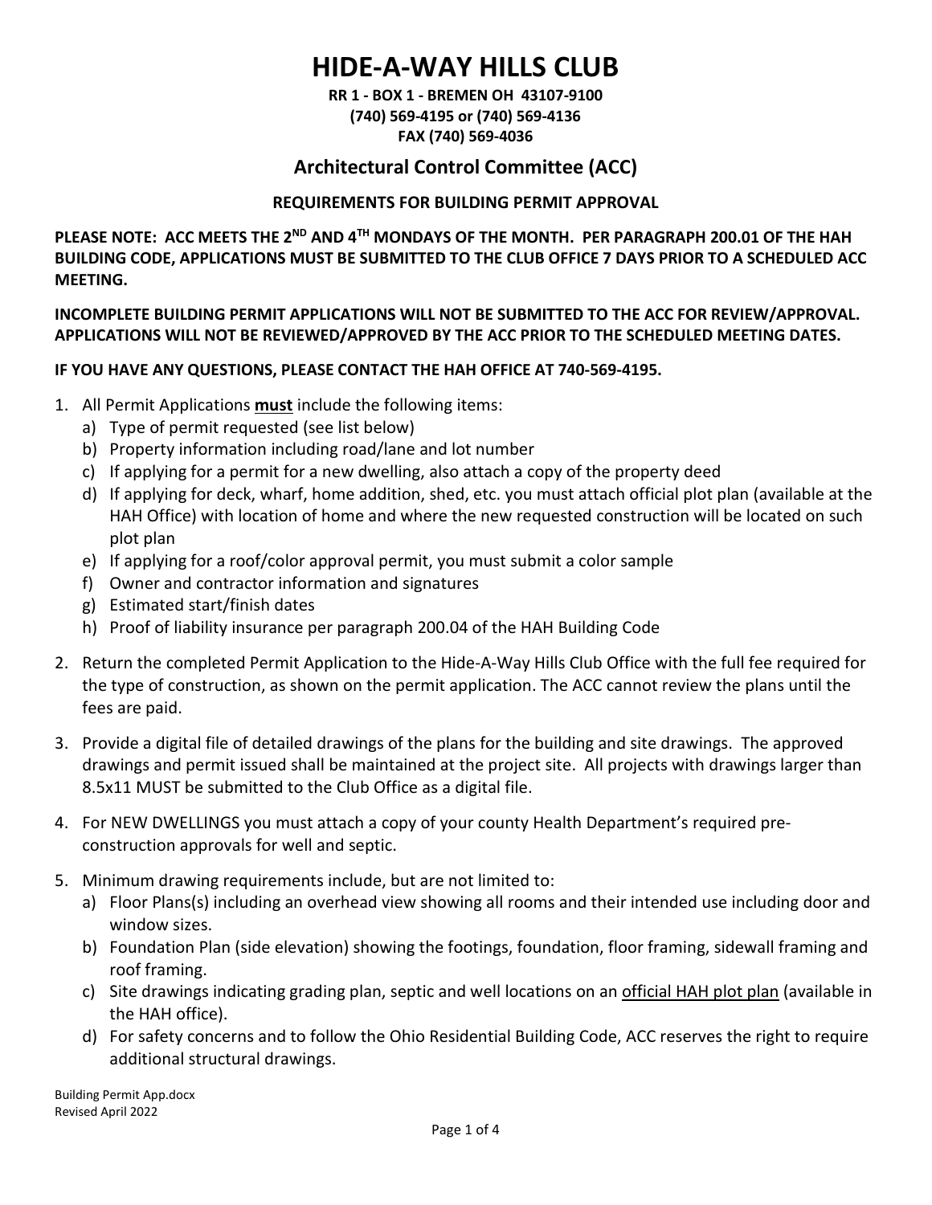# HIDE-A-WAY HILLS CLUB

**RR 1 - BOX 1 - BREMEN OH 43107-9100**
**(740) 569-4195 or (740) 569-4136**
**FAX (740) 569-4036**

## Architectural Control Committee (ACC)

### REQUIREMENTS FOR BUILDING PERMIT APPROVAL

**PLEASE NOTE: ACC MEETS THE 2ND AND 4TH MONDAYS OF THE MONTH. PER PARAGRAPH 200.01 OF THE HAH BUILDING CODE, APPLICATIONS MUST BE SUBMITTED TO THE CLUB OFFICE 7 DAYS PRIOR TO A SCHEDULED ACC MEETING.**

**INCOMPLETE BUILDING PERMIT APPLICATIONS WILL NOT BE SUBMITTED TO THE ACC FOR REVIEW/APPROVAL. APPLICATIONS WILL NOT BE REVIEWED/APPROVED BY THE ACC PRIOR TO THE SCHEDULED MEETING DATES.**

**IF YOU HAVE ANY QUESTIONS, PLEASE CONTACT THE HAH OFFICE AT 740-569-4195.**

1. All Permit Applications **must** include the following items:
   a) Type of permit requested (see list below)
   b) Property information including road/lane and lot number
   c) If applying for a permit for a new dwelling, also attach a copy of the property deed
   d) If applying for deck, wharf, home addition, shed, etc. you must attach official plot plan (available at the HAH Office) with location of home and where the new requested construction will be located on such plot plan
   e) If applying for a roof/color approval permit, you must submit a color sample
   f) Owner and contractor information and signatures
   g) Estimated start/finish dates
   h) Proof of liability insurance per paragraph 200.04 of the HAH Building Code
2. Return the completed Permit Application to the Hide-A-Way Hills Club Office with the full fee required for the type of construction, as shown on the permit application. The ACC cannot review the plans until the fees are paid.
3. Provide a digital file of detailed drawings of the plans for the building and site drawings. The approved drawings and permit issued shall be maintained at the project site. All projects with drawings larger than 8.5x11 MUST be submitted to the Club Office as a digital file.
4. For NEW DWELLINGS you must attach a copy of your county Health Department's required pre-construction approvals for well and septic.
5. Minimum drawing requirements include, but are not limited to:
   a) Floor Plans(s) including an overhead view showing all rooms and their intended use including door and window sizes.
   b) Foundation Plan (side elevation) showing the footings, foundation, floor framing, sidewall framing and roof framing.
   c) Site drawings indicating grading plan, septic and well locations on an official HAH plot plan (available in the HAH office).
   d) For safety concerns and to follow the Ohio Residential Building Code, ACC reserves the right to require additional structural drawings.

Building Permit App.docx
Revised April 2022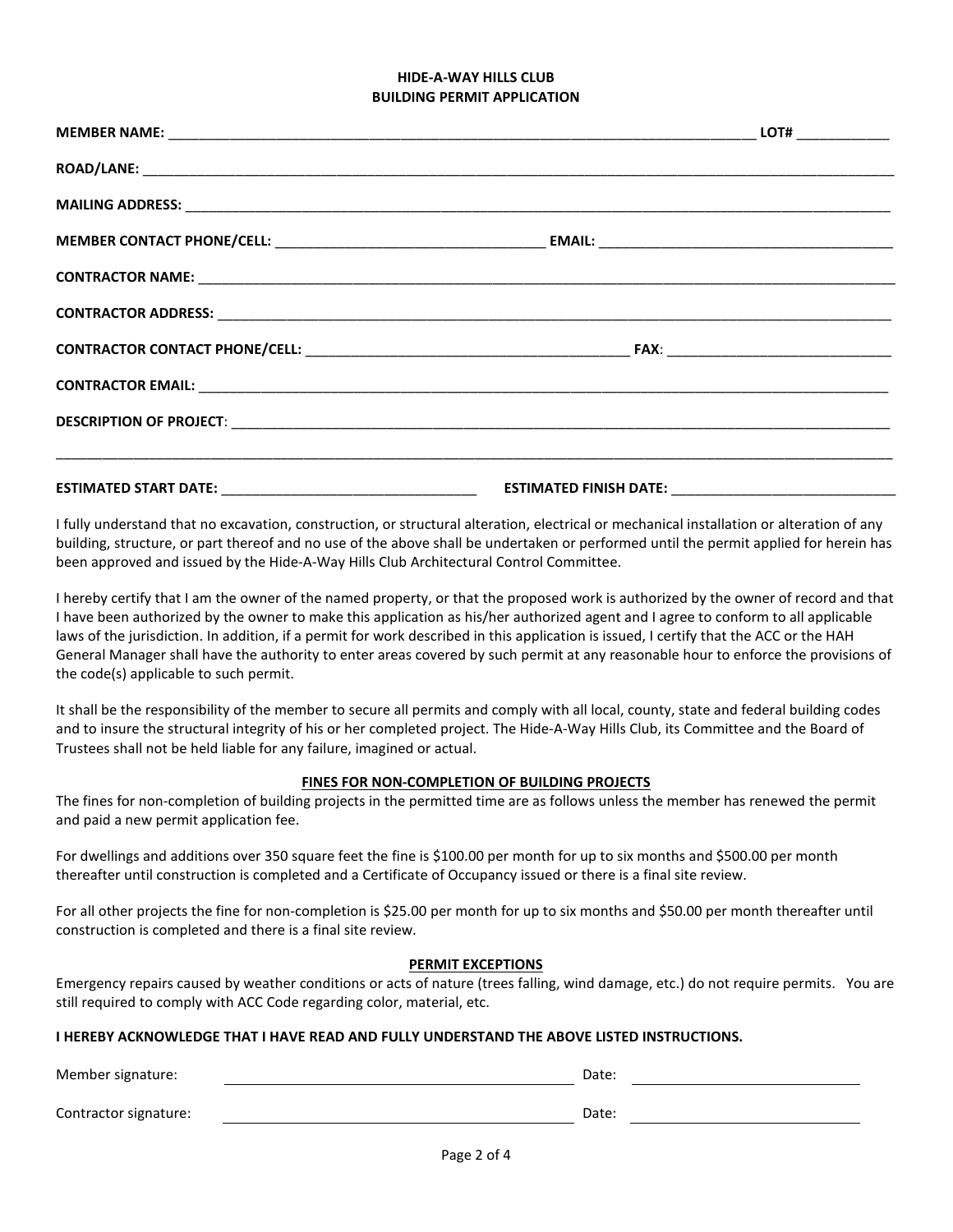**HIDE-A-WAY HILLS CLUB**
**BUILDING PERMIT APPLICATION**

**MEMBER NAME:** ______________________________________________________________________________ **LOT#** ____________

**ROAD/LANE:** ______________________________________________________________________________________________

**MAILING ADDRESS:** _________________________________________________________________________________________

**MEMBER CONTACT PHONE/CELL:** ___________________________________ **EMAIL:** ______________________________________

**CONTRACTOR NAME:** _________________________________________________________________________________________

**CONTRACTOR ADDRESS:** ______________________________________________________________________________________

**CONTRACTOR CONTACT PHONE/CELL:** __________________________________________ **FAX:** _____________________________

**CONTRACTOR EMAIL:** ________________________________________________________________________________________

**DESCRIPTION OF PROJECT:** ___________________________________________________________________________________

______________________________________________________________________________________________________________

**ESTIMATED START DATE:** _________________________________ **ESTIMATED FINISH DATE:** _____________________________

I fully understand that no excavation, construction, or structural alteration, electrical or mechanical installation or alteration of any building, structure, or part thereof and no use of the above shall be undertaken or performed until the permit applied for herein has been approved and issued by the Hide-A-Way Hills Club Architectural Control Committee.

I hereby certify that I am the owner of the named property, or that the proposed work is authorized by the owner of record and that I have been authorized by the owner to make this application as his/her authorized agent and I agree to conform to all applicable laws of the jurisdiction. In addition, if a permit for work described in this application is issued, I certify that the ACC or the HAH General Manager shall have the authority to enter areas covered by such permit at any reasonable hour to enforce the provisions of the code(s) applicable to such permit.

It shall be the responsibility of the member to secure all permits and comply with all local, county, state and federal building codes and to insure the structural integrity of his or her completed project. The Hide-A-Way Hills Club, its Committee and the Board of Trustees shall not be held liable for any failure, imagined or actual.

**FINES FOR NON-COMPLETION OF BUILDING PROJECTS**

The fines for non-completion of building projects in the permitted time are as follows unless the member has renewed the permit and paid a new permit application fee.

For dwellings and additions over 350 square feet the fine is $100.00 per month for up to six months and $500.00 per month thereafter until construction is completed and a Certificate of Occupancy issued or there is a final site review.

For all other projects the fine for non-completion is $25.00 per month for up to six months and $50.00 per month thereafter until construction is completed and there is a final site review.

**PERMIT EXCEPTIONS**

Emergency repairs caused by weather conditions or acts of nature (trees falling, wind damage, etc.) do not require permits. You are still required to comply with ACC Code regarding color, material, etc.

**I HEREBY ACKNOWLEDGE THAT I HAVE READ AND FULLY UNDERSTAND THE ABOVE LISTED INSTRUCTIONS.**

Member signature: ________________________________________ Date: ____________________________

Contractor signature: ________________________________________ Date: ____________________________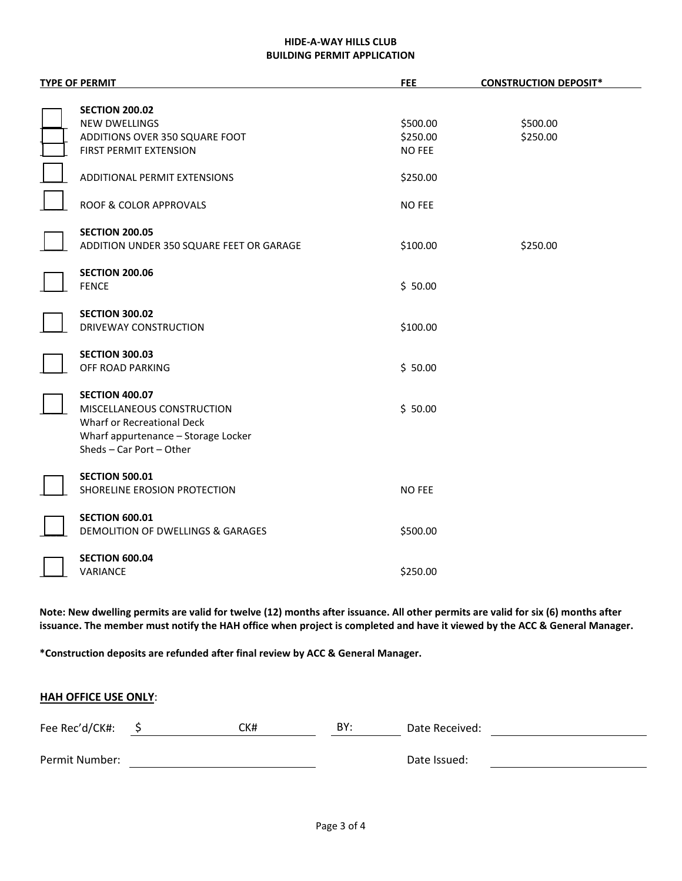**HIDE-A-WAY HILLS CLUB**
**BUILDING PERMIT APPLICATION**

| | TYPE OF PERMIT | FEE | CONSTRUCTION DEPOSIT* |
|---|---|---|---|
| ☐ | **SECTION 200.02** | | |
| | NEW DWELLINGS | $500.00 | $500.00 |
| ☐ | ADDITIONS OVER 350 SQUARE FOOT | $250.00 | $250.00 |
| ☐ | FIRST PERMIT EXTENSION | NO FEE | |
| ☐ | ADDITIONAL PERMIT EXTENSIONS | $250.00 | |
| ☐ | ROOF & COLOR APPROVALS | NO FEE | |
| ☐ | **SECTION 200.05**<br>ADDITION UNDER 350 SQUARE FEET OR GARAGE | $100.00 | $250.00 |
| ☐ | **SECTION 200.06**<br>FENCE | $ 50.00 | |
| ☐ | **SECTION 300.02**<br>DRIVEWAY CONSTRUCTION | $100.00 | |
| ☐ | **SECTION 300.03**<br>OFF ROAD PARKING | $ 50.00 | |
| ☐ | **SECTION 400.07**<br>MISCELLANEOUS CONSTRUCTION<br>Wharf or Recreational Deck<br>Wharf appurtenance – Storage Locker<br>Sheds – Car Port – Other | $ 50.00 | |
| ☐ | **SECTION 500.01**<br>SHORELINE EROSION PROTECTION | NO FEE | |
| ☐ | **SECTION 600.01**<br>DEMOLITION OF DWELLINGS & GARAGES | $500.00 | |
| ☐ | **SECTION 600.04**<br>VARIANCE | $250.00 | |

**Note: New dwelling permits are valid for twelve (12) months after issuance. All other permits are valid for six (6) months after issuance. The member must notify the HAH office when project is completed and have it viewed by the ACC & General Manager.**

**\*Construction deposits are refunded after final review by ACC & General Manager.**

**HAH OFFICE USE ONLY**:

Fee Rec'd/CK#: $ ____________ CK# ____________ BY: ____________ Date Received: ____________________

Permit Number: ______________________________ Date Issued: ____________________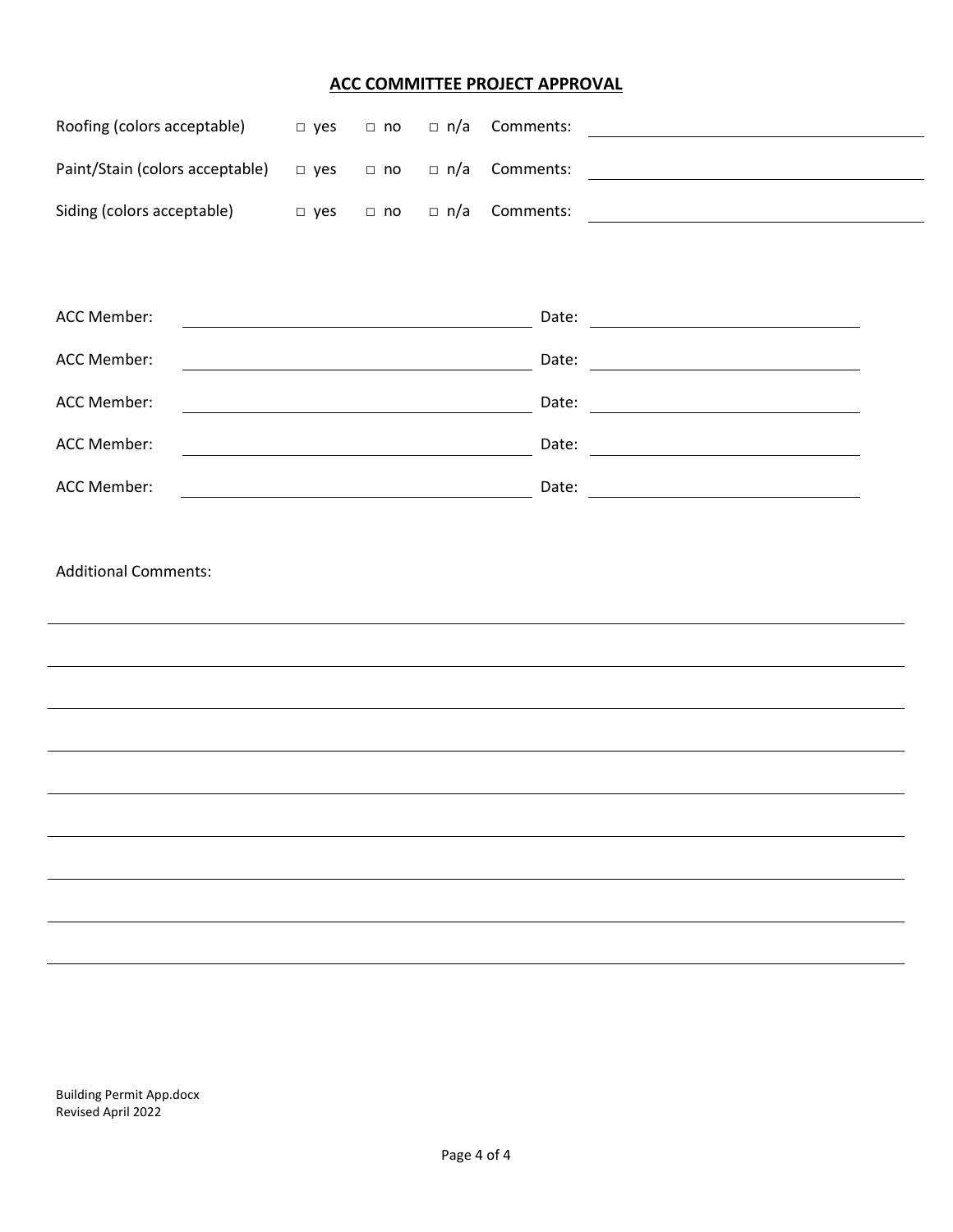**ACC COMMITTEE PROJECT APPROVAL**

Roofing (colors acceptable) □ yes □ no □ n/a Comments: \_\_\_\_\_\_\_\_\_\_\_\_\_\_\_\_\_\_\_\_\_\_\_\_\_\_\_\_

Paint/Stain (colors acceptable) □ yes □ no □ n/a Comments: \_\_\_\_\_\_\_\_\_\_\_\_\_\_\_\_\_\_\_\_\_\_\_\_\_\_\_\_

Siding (colors acceptable) □ yes □ no □ n/a Comments: \_\_\_\_\_\_\_\_\_\_\_\_\_\_\_\_\_\_\_\_\_\_\_\_\_\_\_\_

ACC Member: \_\_\_\_\_\_\_\_\_\_\_\_\_\_\_\_\_\_\_\_\_\_\_\_\_\_\_\_ Date: \_\_\_\_\_\_\_\_\_\_\_\_\_\_\_\_\_\_\_\_

ACC Member: \_\_\_\_\_\_\_\_\_\_\_\_\_\_\_\_\_\_\_\_\_\_\_\_\_\_\_\_ Date: \_\_\_\_\_\_\_\_\_\_\_\_\_\_\_\_\_\_\_\_

ACC Member: \_\_\_\_\_\_\_\_\_\_\_\_\_\_\_\_\_\_\_\_\_\_\_\_\_\_\_\_ Date: \_\_\_\_\_\_\_\_\_\_\_\_\_\_\_\_\_\_\_\_

ACC Member: \_\_\_\_\_\_\_\_\_\_\_\_\_\_\_\_\_\_\_\_\_\_\_\_\_\_\_\_ Date: \_\_\_\_\_\_\_\_\_\_\_\_\_\_\_\_\_\_\_\_

ACC Member: \_\_\_\_\_\_\_\_\_\_\_\_\_\_\_\_\_\_\_\_\_\_\_\_\_\_\_\_ Date: \_\_\_\_\_\_\_\_\_\_\_\_\_\_\_\_\_\_\_\_

Additional Comments:

\_\_\_\_\_\_\_\_\_\_\_\_\_\_\_\_\_\_\_\_\_\_\_\_\_\_\_\_\_\_\_\_\_\_\_\_\_\_\_\_\_\_\_\_\_\_\_\_\_\_\_\_\_\_\_\_\_\_\_\_\_\_\_\_

\_\_\_\_\_\_\_\_\_\_\_\_\_\_\_\_\_\_\_\_\_\_\_\_\_\_\_\_\_\_\_\_\_\_\_\_\_\_\_\_\_\_\_\_\_\_\_\_\_\_\_\_\_\_\_\_\_\_\_\_\_\_\_\_

\_\_\_\_\_\_\_\_\_\_\_\_\_\_\_\_\_\_\_\_\_\_\_\_\_\_\_\_\_\_\_\_\_\_\_\_\_\_\_\_\_\_\_\_\_\_\_\_\_\_\_\_\_\_\_\_\_\_\_\_\_\_\_\_

\_\_\_\_\_\_\_\_\_\_\_\_\_\_\_\_\_\_\_\_\_\_\_\_\_\_\_\_\_\_\_\_\_\_\_\_\_\_\_\_\_\_\_\_\_\_\_\_\_\_\_\_\_\_\_\_\_\_\_\_\_\_\_\_

\_\_\_\_\_\_\_\_\_\_\_\_\_\_\_\_\_\_\_\_\_\_\_\_\_\_\_\_\_\_\_\_\_\_\_\_\_\_\_\_\_\_\_\_\_\_\_\_\_\_\_\_\_\_\_\_\_\_\_\_\_\_\_\_

\_\_\_\_\_\_\_\_\_\_\_\_\_\_\_\_\_\_\_\_\_\_\_\_\_\_\_\_\_\_\_\_\_\_\_\_\_\_\_\_\_\_\_\_\_\_\_\_\_\_\_\_\_\_\_\_\_\_\_\_\_\_\_\_

\_\_\_\_\_\_\_\_\_\_\_\_\_\_\_\_\_\_\_\_\_\_\_\_\_\_\_\_\_\_\_\_\_\_\_\_\_\_\_\_\_\_\_\_\_\_\_\_\_\_\_\_\_\_\_\_\_\_\_\_\_\_\_\_

\_\_\_\_\_\_\_\_\_\_\_\_\_\_\_\_\_\_\_\_\_\_\_\_\_\_\_\_\_\_\_\_\_\_\_\_\_\_\_\_\_\_\_\_\_\_\_\_\_\_\_\_\_\_\_\_\_\_\_\_\_\_\_\_

Building Permit App.docx
Revised April 2022